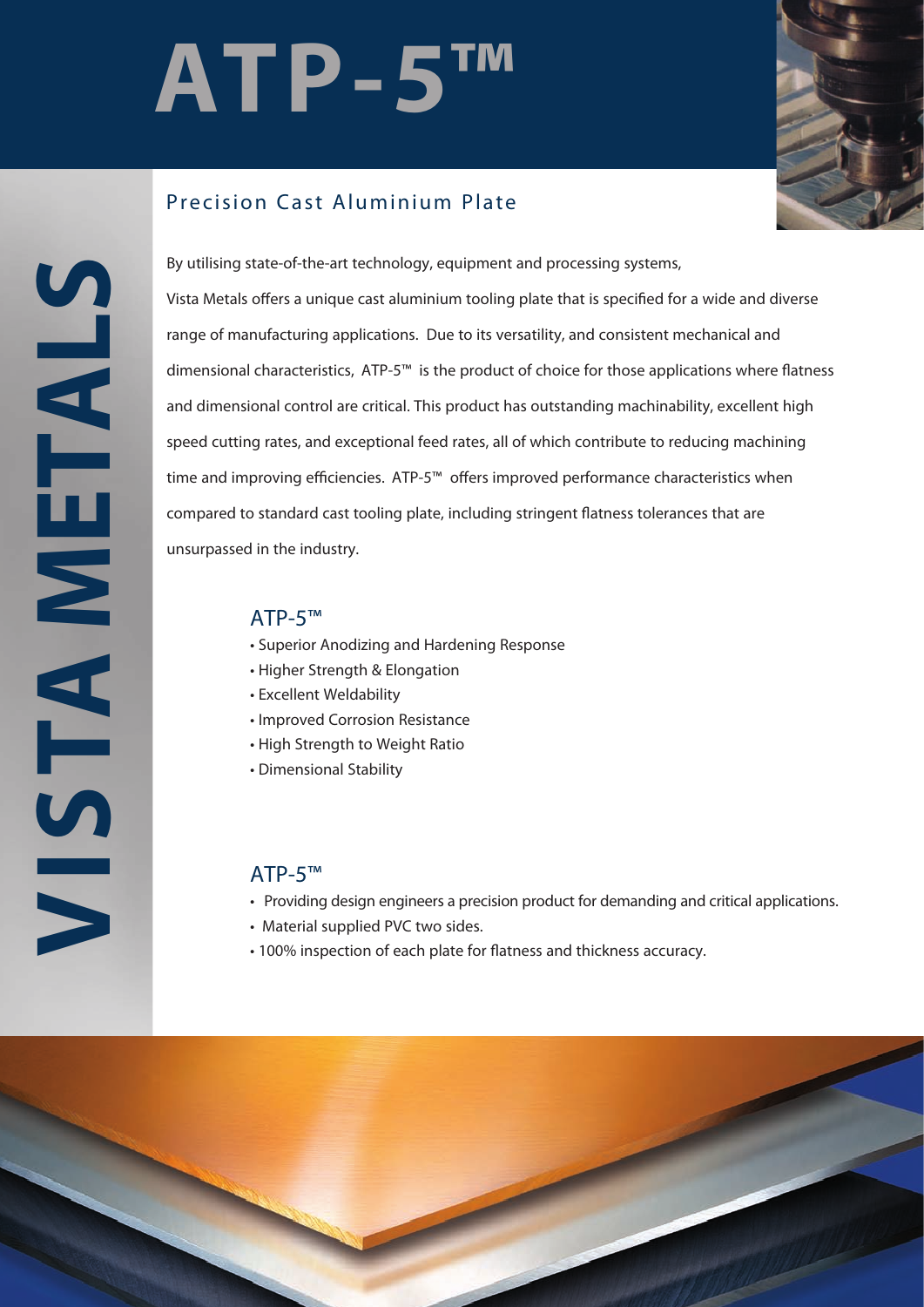# ATP-5™

## Precision Cast Aluminium Plate

VISTA METALS

By utilising state-of-the-art technology, equipment and processing systems, Vista Metals offers a unique cast aluminium tooling plate that is specified for a wide and diverse range of manufacturing applications. Due to its versatility, and consistent mechanical and dimensional characteristics, ATP-5™ is the product of choice for those applications where flatness and dimensional control are critical. This product has outstanding machinability, excellent high speed cutting rates, and exceptional feed rates, all of which contribute to reducing machining time and improving efficiencies. ATP-5™ offers improved performance characteristics when compared to standard cast tooling plate, including stringent flatness tolerances that are unsurpassed in the industry.

### ATP-5™

- Superior Anodizing and Hardening Response
- Higher Strength & Elongation
- Excellent Weldability
- Improved Corrosion Resistance
- High Strength to Weight Ratio
- Dimensional Stability

### ATP-5™

- Providing design engineers a precision product for demanding and critical applications.
- Material supplied PVC two sides.
- 100% inspection of each plate for flatness and thickness accuracy.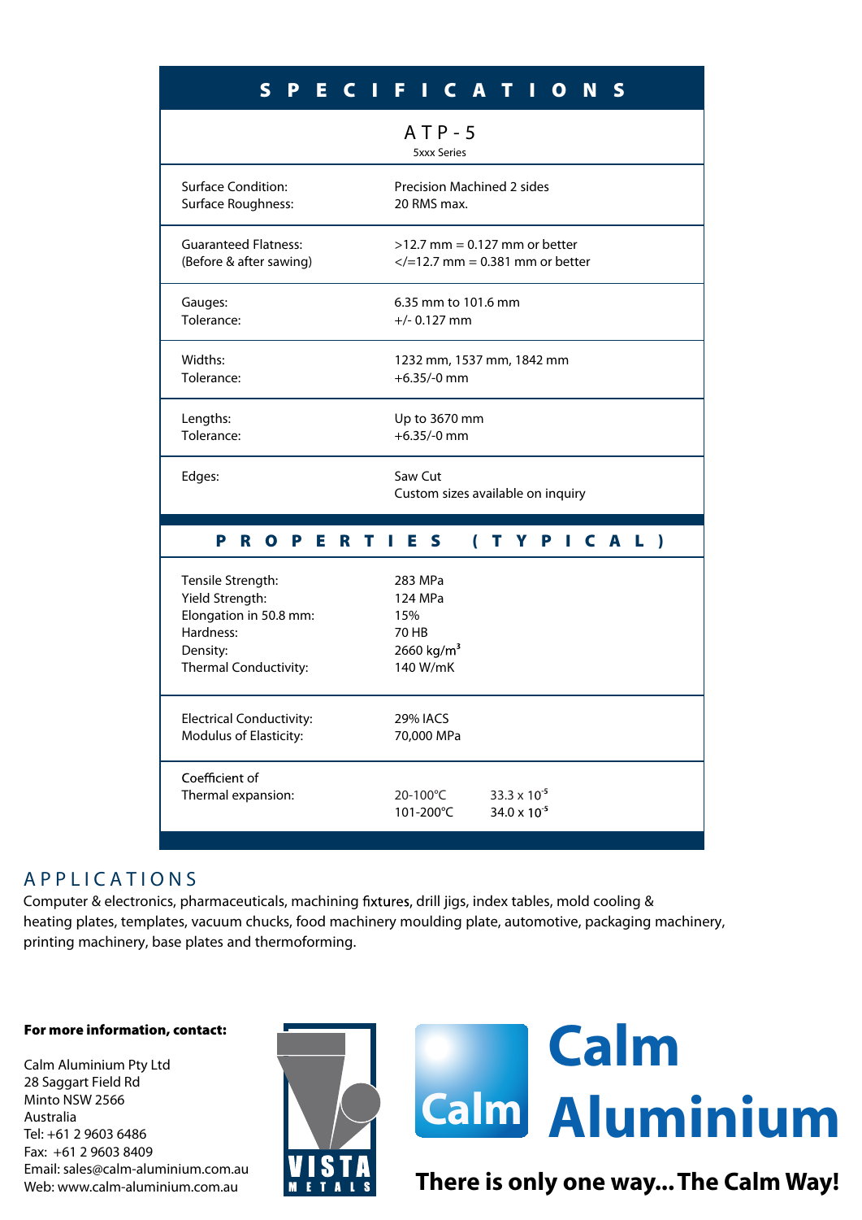## SPECIFICATIONS

### ATP-5

5xxx Series

| | |
|---|---|
| Surface Condition:<br>Surface Roughness: | Precision Machined 2 sides<br>20 RMS max. |
| Guaranteed Flatness:<br>(Before & after sawing) | >12.7 mm = 0.127 mm or better<br></=12.7 mm = 0.381 mm or better |
| Gauges:<br>Tolerance: | 6.35 mm to 101.6 mm<br>+/- 0.127 mm |
| Widths:<br>Tolerance: | 1232 mm, 1537 mm, 1842 mm<br>+6.35/-0 mm |
| Lengths:<br>Tolerance: | Up to 3670 mm<br>+6.35/-0 mm |
| Edges: | Saw Cut<br>Custom sizes available on inquiry |

## PROPERTIES (TYPICAL)

| | | |
|---|---|---|
| Tensile Strength: | 283 MPa | |
| Yield Strength: | 124 MPa | |
| Elongation in 50.8 mm: | 15% | |
| Hardness: | 70 HB | |
| Density: | 2660 kg/m$^3$ | |
| Thermal Conductivity: | 140 W/mK | |
| Electrical Conductivity: | 29% IACS | |
| Modulus of Elasticity: | 70,000 MPa | |
| Coefficient of Thermal expansion: | 20-100°C | 33.3 x $10^{-5}$ |
| | 101-200°C | 34.0 x $10^{-5}$ |

## APPLICATIONS

Computer & electronics, pharmaceuticals, machining fixtures, drill jigs, index tables, mold cooling & heating plates, templates, vacuum chucks, food machinery moulding plate, automotive, packaging machinery, printing machinery, base plates and thermoforming.

**For more information, contact:**

Calm Aluminium Pty Ltd
28 Saggart Field Rd
Minto NSW 2566
Australia
Tel: +61 2 9603 6486
Fax: +61 2 9603 8409
Email: sales@calm-aluminium.com.au
Web: www.calm-aluminium.com.au

VISTA METALS

Calm Aluminium

**There is only one way... The Calm Way!**